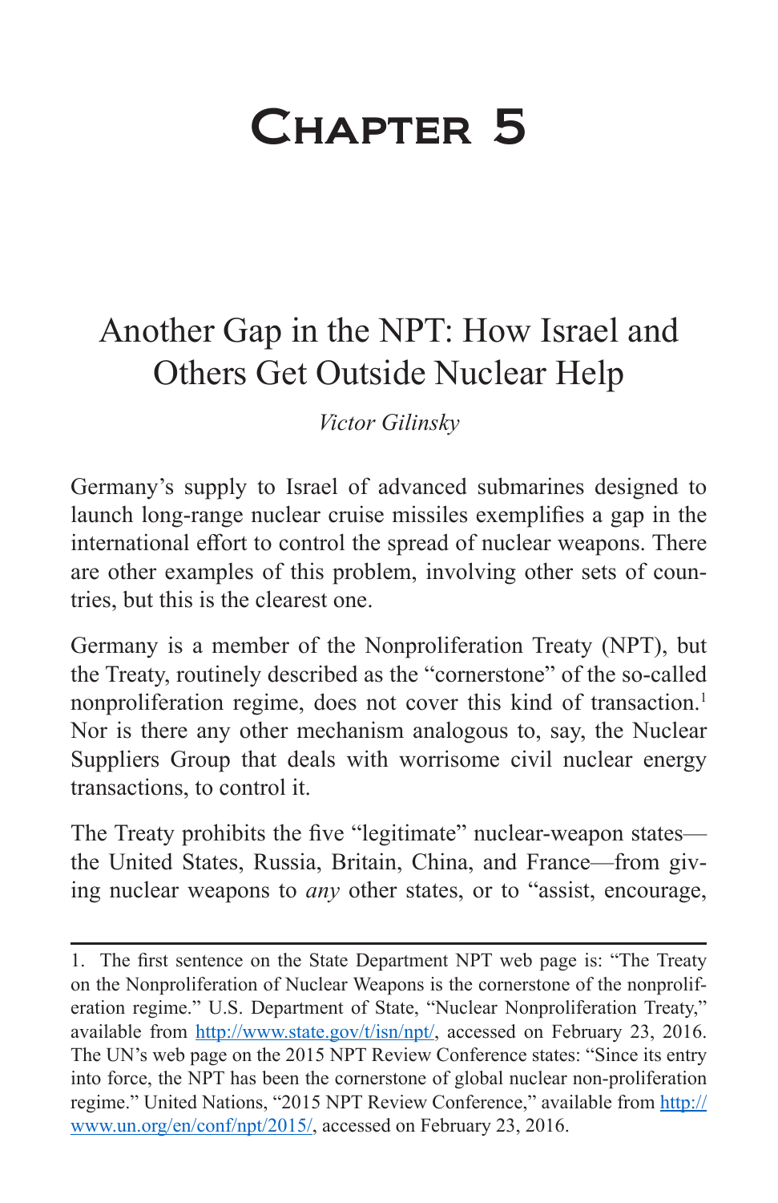# Chapter 5

## Another Gap in the NPT: How Israel and Others Get Outside Nuclear Help

*Victor Gilinsky*

Germany's supply to Israel of advanced submarines designed to launch long-range nuclear cruise missiles exemplifies a gap in the international effort to control the spread of nuclear weapons. There are other examples of this problem, involving other sets of countries, but this is the clearest one.

Germany is a member of the Nonproliferation Treaty (NPT), but the Treaty, routinely described as the "cornerstone" of the so-called nonproliferation regime, does not cover this kind of transaction.[1] Nor is there any other mechanism analogous to, say, the Nuclear Suppliers Group that deals with worrisome civil nuclear energy transactions, to control it.

The Treaty prohibits the five "legitimate" nuclear-weapon states—the United States, Russia, Britain, China, and France—from giving nuclear weapons to *any* other states, or to "assist, encourage,

---

1. The first sentence on the State Department NPT web page is: "The Treaty on the Nonproliferation of Nuclear Weapons is the cornerstone of the nonproliferation regime." U.S. Department of State, "Nuclear Nonproliferation Treaty," available from http://www.state.gov/t/isn/npt/, accessed on February 23, 2016. The UN's web page on the 2015 NPT Review Conference states: "Since its entry into force, the NPT has been the cornerstone of global nuclear non-proliferation regime." United Nations, "2015 NPT Review Conference," available from http://www.un.org/en/conf/npt/2015/, accessed on February 23, 2016.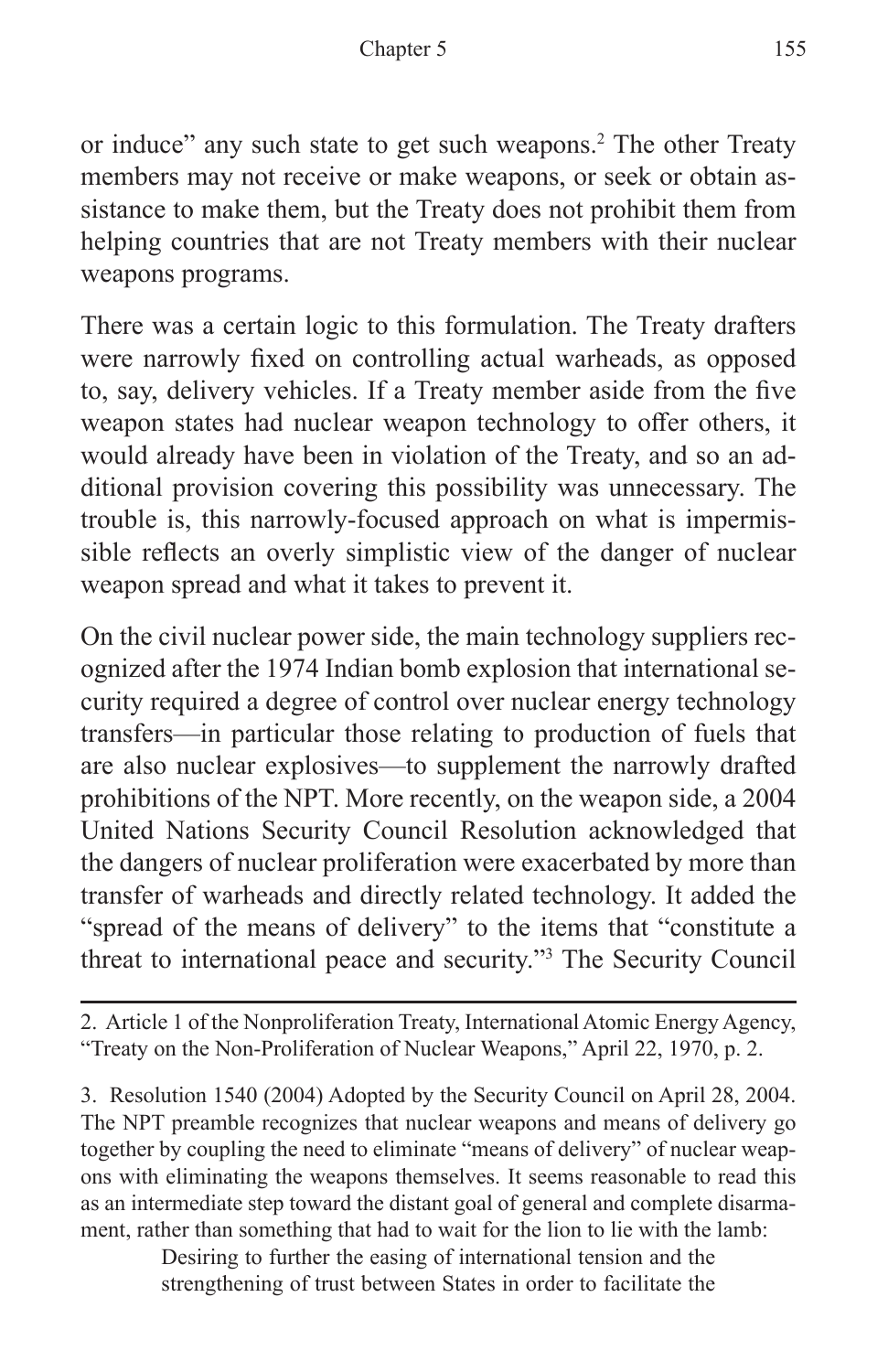or induce" any such state to get such weapons.[2] The other Treaty members may not receive or make weapons, or seek or obtain assistance to make them, but the Treaty does not prohibit them from helping countries that are not Treaty members with their nuclear weapons programs.

There was a certain logic to this formulation. The Treaty drafters were narrowly fixed on controlling actual warheads, as opposed to, say, delivery vehicles. If a Treaty member aside from the five weapon states had nuclear weapon technology to offer others, it would already have been in violation of the Treaty, and so an additional provision covering this possibility was unnecessary. The trouble is, this narrowly-focused approach on what is impermissible reflects an overly simplistic view of the danger of nuclear weapon spread and what it takes to prevent it.

On the civil nuclear power side, the main technology suppliers recognized after the 1974 Indian bomb explosion that international security required a degree of control over nuclear energy technology transfers—in particular those relating to production of fuels that are also nuclear explosives—to supplement the narrowly drafted prohibitions of the NPT. More recently, on the weapon side, a 2004 United Nations Security Council Resolution acknowledged that the dangers of nuclear proliferation were exacerbated by more than transfer of warheads and directly related technology. It added the "spread of the means of delivery" to the items that "constitute a threat to international peace and security."[3] The Security Council

---

2. Article 1 of the Nonproliferation Treaty, International Atomic Energy Agency, "Treaty on the Non-Proliferation of Nuclear Weapons," April 22, 1970, p. 2.

3. Resolution 1540 (2004) Adopted by the Security Council on April 28, 2004. The NPT preamble recognizes that nuclear weapons and means of delivery go together by coupling the need to eliminate "means of delivery" of nuclear weapons with eliminating the weapons themselves. It seems reasonable to read this as an intermediate step toward the distant goal of general and complete disarmament, rather than something that had to wait for the lion to lie with the lamb:

> Desiring to further the easing of international tension and the strengthening of trust between States in order to facilitate the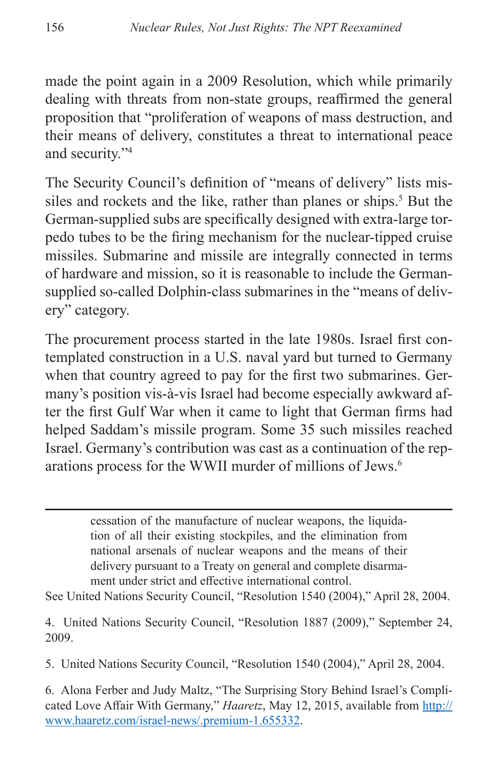made the point again in a 2009 Resolution, which while primarily dealing with threats from non-state groups, reaffirmed the general proposition that "proliferation of weapons of mass destruction, and their means of delivery, constitutes a threat to international peace and security."[4]

The Security Council's definition of "means of delivery" lists missiles and rockets and the like, rather than planes or ships.[5] But the German-supplied subs are specifically designed with extra-large torpedo tubes to be the firing mechanism for the nuclear-tipped cruise missiles. Submarine and missile are integrally connected in terms of hardware and mission, so it is reasonable to include the German-supplied so-called Dolphin-class submarines in the "means of delivery" category.

The procurement process started in the late 1980s. Israel first contemplated construction in a U.S. naval yard but turned to Germany when that country agreed to pay for the first two submarines. Germany's position vis-à-vis Israel had become especially awkward after the first Gulf War when it came to light that German firms had helped Saddam's missile program. Some 35 such missiles reached Israel. Germany's contribution was cast as a continuation of the reparations process for the WWII murder of millions of Jews.[6]

---

> cessation of the manufacture of nuclear weapons, the liquidation of all their existing stockpiles, and the elimination from national arsenals of nuclear weapons and the means of their delivery pursuant to a Treaty on general and complete disarmament under strict and effective international control.

See United Nations Security Council, "Resolution 1540 (2004)," April 28, 2004.

4. United Nations Security Council, "Resolution 1887 (2009)," September 24, 2009.

5. United Nations Security Council, "Resolution 1540 (2004)," April 28, 2004.

6. Alona Ferber and Judy Maltz, "The Surprising Story Behind Israel's Complicated Love Affair With Germany," *Haaretz*, May 12, 2015, available from http://www.haaretz.com/israel-news/.premium-1.655332.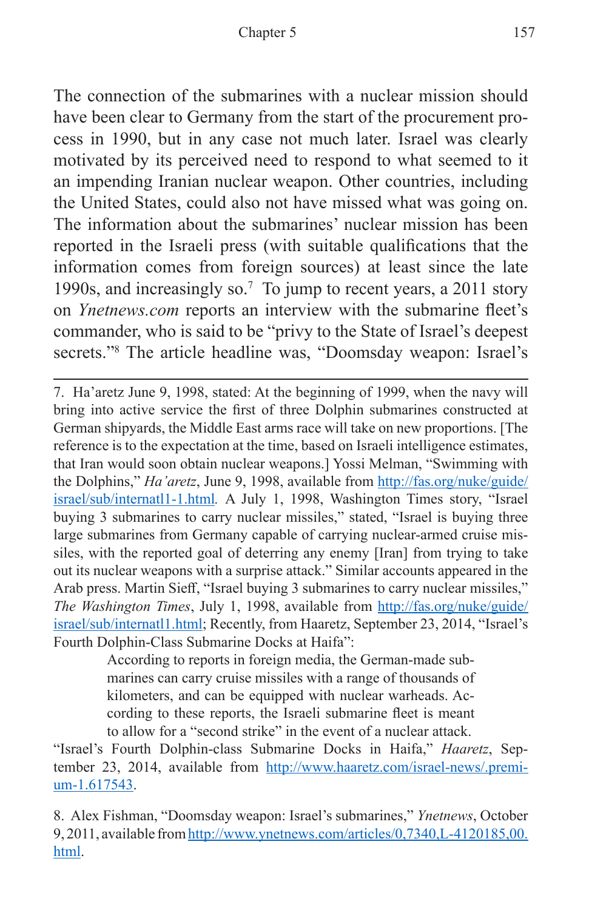The connection of the submarines with a nuclear mission should have been clear to Germany from the start of the procurement process in 1990, but in any case not much later. Israel was clearly motivated by its perceived need to respond to what seemed to it an impending Iranian nuclear weapon. Other countries, including the United States, could also not have missed what was going on. The information about the submarines' nuclear mission has been reported in the Israeli press (with suitable qualifications that the information comes from foreign sources) at least since the late 1990s, and increasingly so.[7] To jump to recent years, a 2011 story on *Ynetnews.com* reports an interview with the submarine fleet's commander, who is said to be "privy to the State of Israel's deepest secrets."[8] The article headline was, "Doomsday weapon: Israel's

---

7. Ha'aretz June 9, 1998, stated: At the beginning of 1999, when the navy will bring into active service the first of three Dolphin submarines constructed at German shipyards, the Middle East arms race will take on new proportions. [The reference is to the expectation at the time, based on Israeli intelligence estimates, that Iran would soon obtain nuclear weapons.] Yossi Melman, "Swimming with the Dolphins," *Ha'aretz*, June 9, 1998, available from http://fas.org/nuke/guide/israel/sub/internatl1-1.html. A July 1, 1998, Washington Times story, "Israel buying 3 submarines to carry nuclear missiles," stated, "Israel is buying three large submarines from Germany capable of carrying nuclear-armed cruise missiles, with the reported goal of deterring any enemy [Iran] from trying to take out its nuclear weapons with a surprise attack." Similar accounts appeared in the Arab press. Martin Sieff, "Israel buying 3 submarines to carry nuclear missiles," *The Washington Times*, July 1, 1998, available from http://fas.org/nuke/guide/israel/sub/internatl1.html; Recently, from Haaretz, September 23, 2014, "Israel's Fourth Dolphin-Class Submarine Docks at Haifa":

> According to reports in foreign media, the German-made submarines can carry cruise missiles with a range of thousands of kilometers, and can be equipped with nuclear warheads. According to these reports, the Israeli submarine fleet is meant to allow for a "second strike" in the event of a nuclear attack.

"Israel's Fourth Dolphin-class Submarine Docks in Haifa," *Haaretz*, September 23, 2014, available from http://www.haaretz.com/israel-news/.premium-1.617543.

8. Alex Fishman, "Doomsday weapon: Israel's submarines," *Ynetnews*, October 9, 2011, available from http://www.ynetnews.com/articles/0,7340,L-4120185,00.html.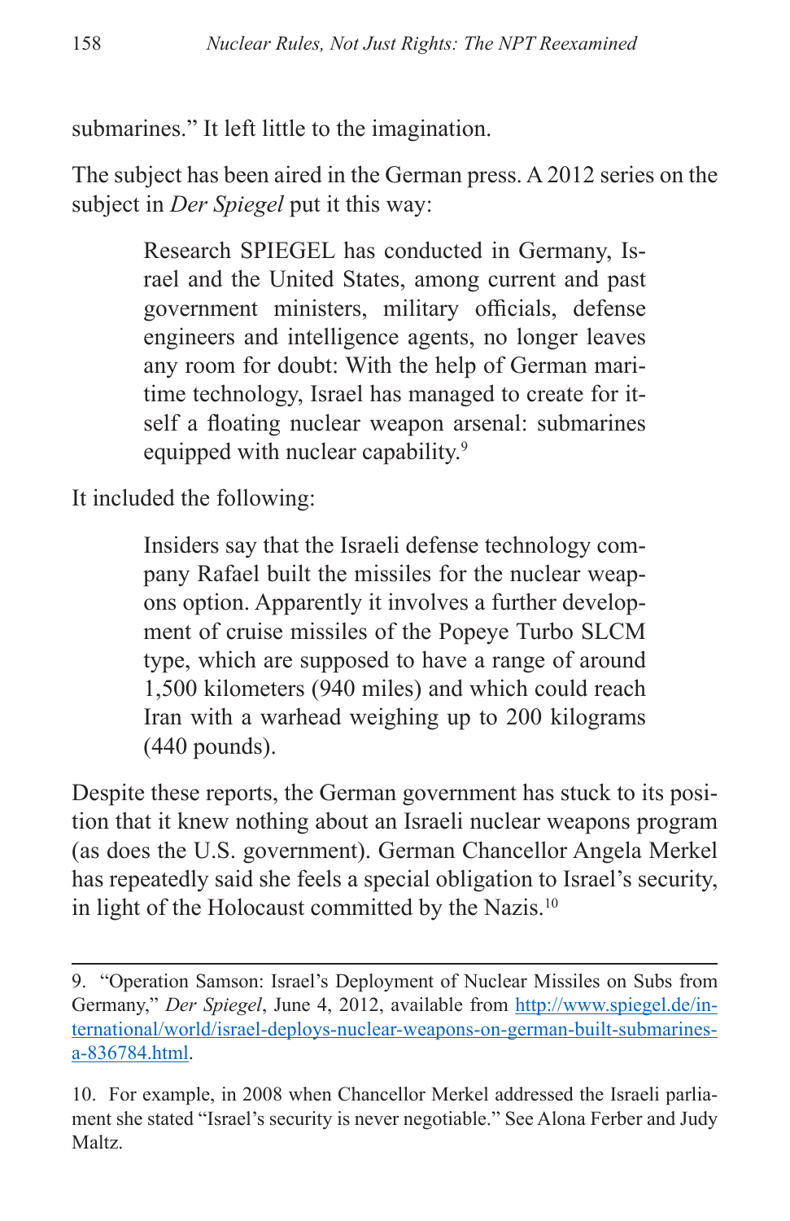submarines." It left little to the imagination.

The subject has been aired in the German press. A 2012 series on the subject in *Der Spiegel* put it this way:

> Research SPIEGEL has conducted in Germany, Israel and the United States, among current and past government ministers, military officials, defense engineers and intelligence agents, no longer leaves any room for doubt: With the help of German maritime technology, Israel has managed to create for itself a floating nuclear weapon arsenal: submarines equipped with nuclear capability.[9]

It included the following:

> Insiders say that the Israeli defense technology company Rafael built the missiles for the nuclear weapons option. Apparently it involves a further development of cruise missiles of the Popeye Turbo SLCM type, which are supposed to have a range of around 1,500 kilometers (940 miles) and which could reach Iran with a warhead weighing up to 200 kilograms (440 pounds).

Despite these reports, the German government has stuck to its position that it knew nothing about an Israeli nuclear weapons program (as does the U.S. government). German Chancellor Angela Merkel has repeatedly said she feels a special obligation to Israel's security, in light of the Holocaust committed by the Nazis.[10]

---

9. "Operation Samson: Israel's Deployment of Nuclear Missiles on Subs from Germany," *Der Spiegel*, June 4, 2012, available from http://www.spiegel.de/international/world/israel-deploys-nuclear-weapons-on-german-built-submarines-a-836784.html.

10. For example, in 2008 when Chancellor Merkel addressed the Israeli parliament she stated "Israel's security is never negotiable." See Alona Ferber and Judy Maltz.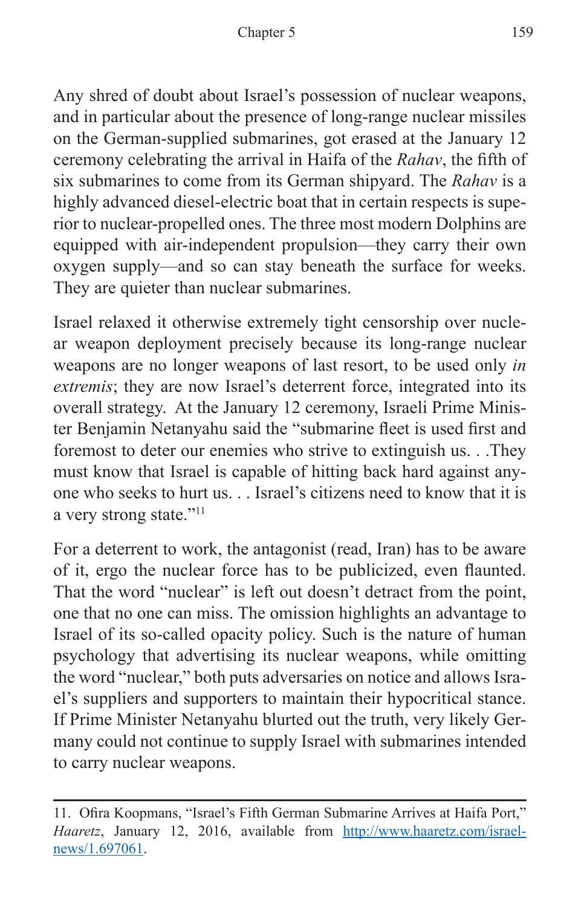Any shred of doubt about Israel's possession of nuclear weapons, and in particular about the presence of long-range nuclear missiles on the German-supplied submarines, got erased at the January 12 ceremony celebrating the arrival in Haifa of the *Rahav*, the fifth of six submarines to come from its German shipyard. The *Rahav* is a highly advanced diesel-electric boat that in certain respects is superior to nuclear-propelled ones. The three most modern Dolphins are equipped with air-independent propulsion—they carry their own oxygen supply—and so can stay beneath the surface for weeks. They are quieter than nuclear submarines.

Israel relaxed it otherwise extremely tight censorship over nuclear weapon deployment precisely because its long-range nuclear weapons are no longer weapons of last resort, to be used only *in extremis*; they are now Israel's deterrent force, integrated into its overall strategy. At the January 12 ceremony, Israeli Prime Minister Benjamin Netanyahu said the "submarine fleet is used first and foremost to deter our enemies who strive to extinguish us. . .They must know that Israel is capable of hitting back hard against anyone who seeks to hurt us. . . Israel's citizens need to know that it is a very strong state."[11]

For a deterrent to work, the antagonist (read, Iran) has to be aware of it, ergo the nuclear force has to be publicized, even flaunted. That the word "nuclear" is left out doesn't detract from the point, one that no one can miss. The omission highlights an advantage to Israel of its so-called opacity policy. Such is the nature of human psychology that advertising its nuclear weapons, while omitting the word "nuclear," both puts adversaries on notice and allows Israel's suppliers and supporters to maintain their hypocritical stance. If Prime Minister Netanyahu blurted out the truth, very likely Germany could not continue to supply Israel with submarines intended to carry nuclear weapons.

---

11. Ofira Koopmans, "Israel's Fifth German Submarine Arrives at Haifa Port," *Haaretz*, January 12, 2016, available from [http://www.haaretz.com/israel-news/1.697061](http://www.haaretz.com/israel-news/1.697061).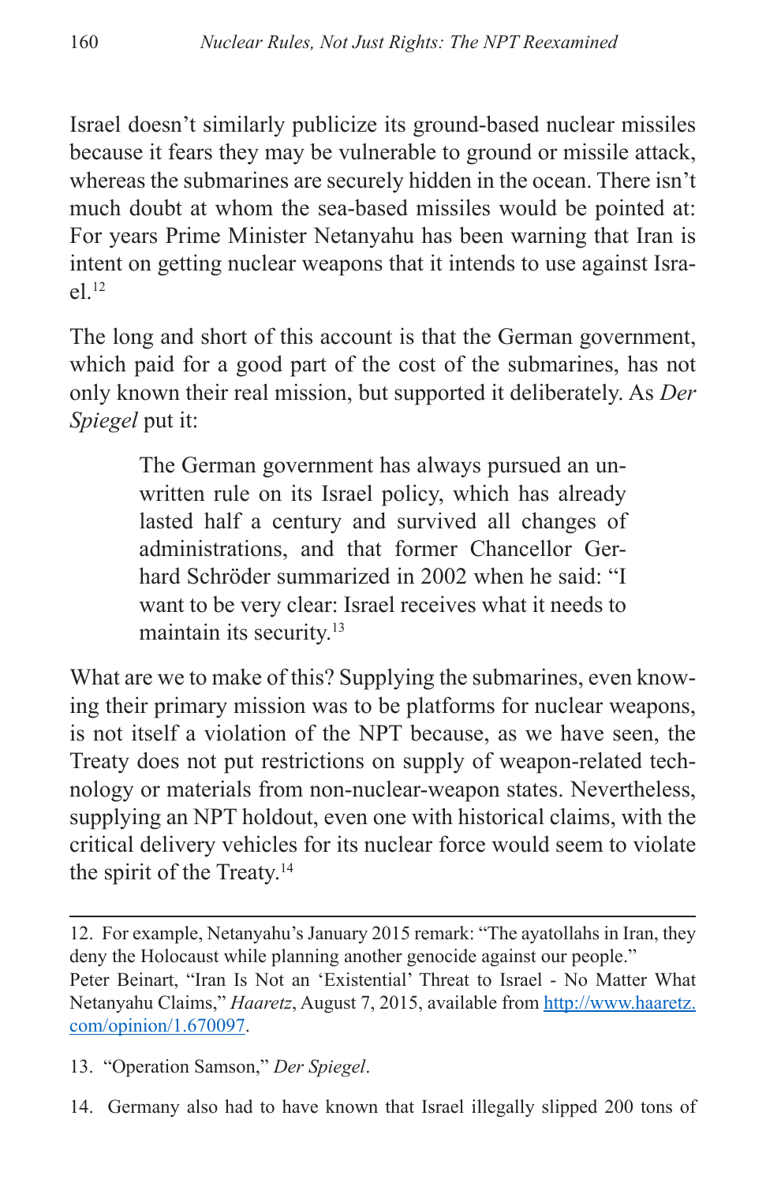Israel doesn't similarly publicize its ground-based nuclear missiles because it fears they may be vulnerable to ground or missile attack, whereas the submarines are securely hidden in the ocean. There isn't much doubt at whom the sea-based missiles would be pointed at: For years Prime Minister Netanyahu has been warning that Iran is intent on getting nuclear weapons that it intends to use against Israel.[12]

The long and short of this account is that the German government, which paid for a good part of the cost of the submarines, has not only known their real mission, but supported it deliberately. As *Der Spiegel* put it:

> The German government has always pursued an unwritten rule on its Israel policy, which has already lasted half a century and survived all changes of administrations, and that former Chancellor Gerhard Schröder summarized in 2002 when he said: "I want to be very clear: Israel receives what it needs to maintain its security.[13]

What are we to make of this? Supplying the submarines, even knowing their primary mission was to be platforms for nuclear weapons, is not itself a violation of the NPT because, as we have seen, the Treaty does not put restrictions on supply of weapon-related technology or materials from non-nuclear-weapon states. Nevertheless, supplying an NPT holdout, even one with historical claims, with the critical delivery vehicles for its nuclear force would seem to violate the spirit of the Treaty.[14]

---

12. For example, Netanyahu's January 2015 remark: "The ayatollahs in Iran, they deny the Holocaust while planning another genocide against our people." Peter Beinart, "Iran Is Not an 'Existential' Threat to Israel - No Matter What Netanyahu Claims," *Haaretz*, August 7, 2015, available from [http://www.haaretz.com/opinion/1.670097](http://www.haaretz.com/opinion/1.670097).

13. "Operation Samson," *Der Spiegel*.

14. Germany also had to have known that Israel illegally slipped 200 tons of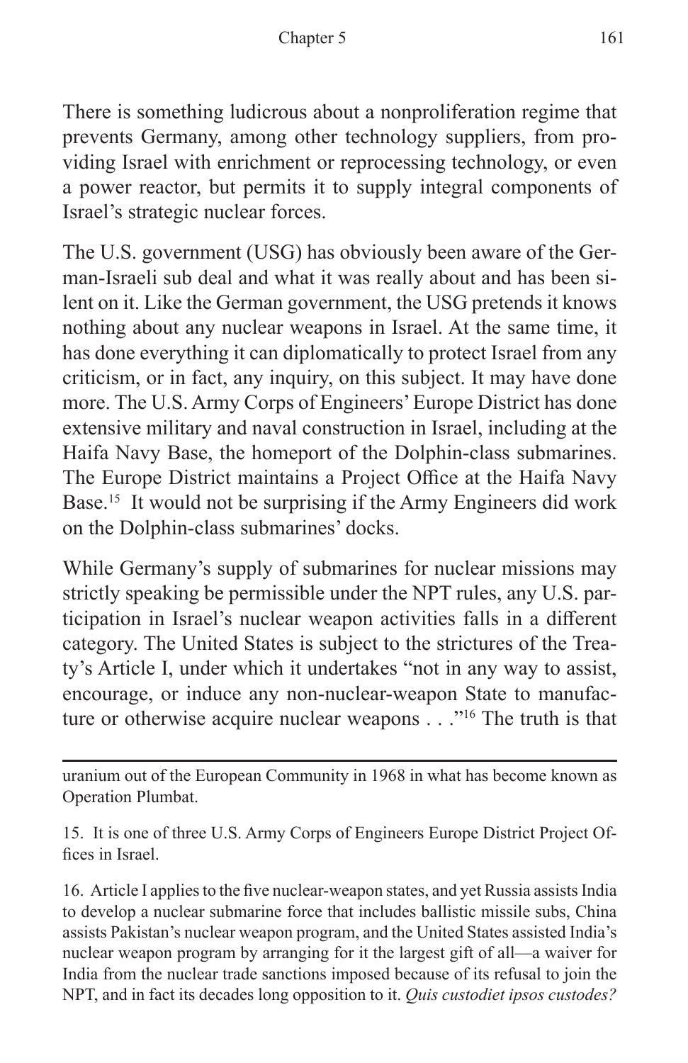There is something ludicrous about a nonproliferation regime that prevents Germany, among other technology suppliers, from providing Israel with enrichment or reprocessing technology, or even a power reactor, but permits it to supply integral components of Israel's strategic nuclear forces.

The U.S. government (USG) has obviously been aware of the German-Israeli sub deal and what it was really about and has been silent on it. Like the German government, the USG pretends it knows nothing about any nuclear weapons in Israel. At the same time, it has done everything it can diplomatically to protect Israel from any criticism, or in fact, any inquiry, on this subject. It may have done more. The U.S. Army Corps of Engineers' Europe District has done extensive military and naval construction in Israel, including at the Haifa Navy Base, the homeport of the Dolphin-class submarines. The Europe District maintains a Project Office at the Haifa Navy Base.[15] It would not be surprising if the Army Engineers did work on the Dolphin-class submarines' docks.

While Germany's supply of submarines for nuclear missions may strictly speaking be permissible under the NPT rules, any U.S. participation in Israel's nuclear weapon activities falls in a different category. The United States is subject to the strictures of the Treaty's Article I, under which it undertakes "not in any way to assist, encourage, or induce any non-nuclear-weapon State to manufacture or otherwise acquire nuclear weapons . . ."[16] The truth is that

---

uranium out of the European Community in 1968 in what has become known as Operation Plumbat.

15. It is one of three U.S. Army Corps of Engineers Europe District Project Offices in Israel.

16. Article I applies to the five nuclear-weapon states, and yet Russia assists India to develop a nuclear submarine force that includes ballistic missile subs, China assists Pakistan's nuclear weapon program, and the United States assisted India's nuclear weapon program by arranging for it the largest gift of all—a waiver for India from the nuclear trade sanctions imposed because of its refusal to join the NPT, and in fact its decades long opposition to it. *Quis custodiet ipsos custodes?*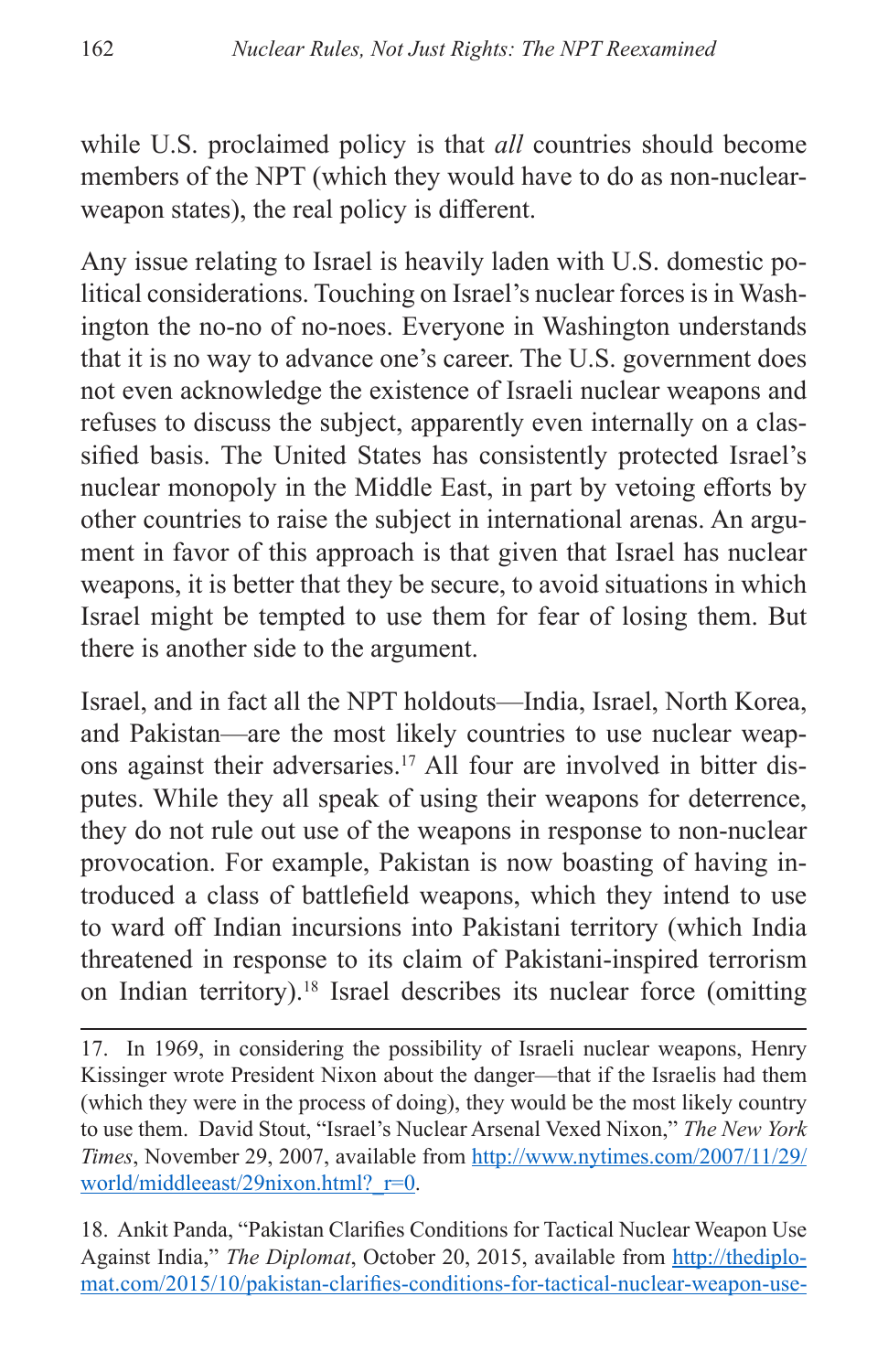while U.S. proclaimed policy is that *all* countries should become members of the NPT (which they would have to do as non-nuclear-weapon states), the real policy is different.

Any issue relating to Israel is heavily laden with U.S. domestic political considerations. Touching on Israel's nuclear forces is in Washington the no-no of no-noes. Everyone in Washington understands that it is no way to advance one's career. The U.S. government does not even acknowledge the existence of Israeli nuclear weapons and refuses to discuss the subject, apparently even internally on a classified basis. The United States has consistently protected Israel's nuclear monopoly in the Middle East, in part by vetoing efforts by other countries to raise the subject in international arenas. An argument in favor of this approach is that given that Israel has nuclear weapons, it is better that they be secure, to avoid situations in which Israel might be tempted to use them for fear of losing them. But there is another side to the argument.

Israel, and in fact all the NPT holdouts—India, Israel, North Korea, and Pakistan—are the most likely countries to use nuclear weapons against their adversaries.[17] All four are involved in bitter disputes. While they all speak of using their weapons for deterrence, they do not rule out use of the weapons in response to non-nuclear provocation. For example, Pakistan is now boasting of having introduced a class of battlefield weapons, which they intend to use to ward off Indian incursions into Pakistani territory (which India threatened in response to its claim of Pakistani-inspired terrorism on Indian territory).[18] Israel describes its nuclear force (omitting

---

17. In 1969, in considering the possibility of Israeli nuclear weapons, Henry Kissinger wrote President Nixon about the danger—that if the Israelis had them (which they were in the process of doing), they would be the most likely country to use them. David Stout, "Israel's Nuclear Arsenal Vexed Nixon," *The New York Times*, November 29, 2007, available from http://www.nytimes.com/2007/11/29/world/middleeast/29nixon.html?_r=0.

18. Ankit Panda, "Pakistan Clarifies Conditions for Tactical Nuclear Weapon Use Against India," *The Diplomat*, October 20, 2015, available from http://thediplomat.com/2015/10/pakistan-clarifies-conditions-for-tactical-nuclear-weapon-use-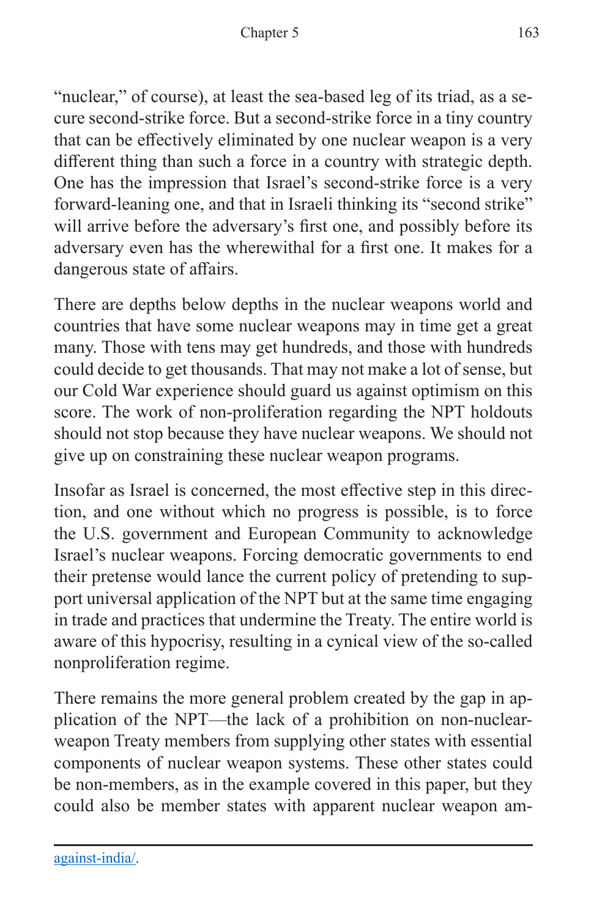"nuclear," of course), at least the sea-based leg of its triad, as a secure second-strike force. But a second-strike force in a tiny country that can be effectively eliminated by one nuclear weapon is a very different thing than such a force in a country with strategic depth. One has the impression that Israel's second-strike force is a very forward-leaning one, and that in Israeli thinking its "second strike" will arrive before the adversary's first one, and possibly before its adversary even has the wherewithal for a first one. It makes for a dangerous state of affairs.

There are depths below depths in the nuclear weapons world and countries that have some nuclear weapons may in time get a great many. Those with tens may get hundreds, and those with hundreds could decide to get thousands. That may not make a lot of sense, but our Cold War experience should guard us against optimism on this score. The work of non-proliferation regarding the NPT holdouts should not stop because they have nuclear weapons. We should not give up on constraining these nuclear weapon programs.

Insofar as Israel is concerned, the most effective step in this direction, and one without which no progress is possible, is to force the U.S. government and European Community to acknowledge Israel's nuclear weapons. Forcing democratic governments to end their pretense would lance the current policy of pretending to support universal application of the NPT but at the same time engaging in trade and practices that undermine the Treaty. The entire world is aware of this hypocrisy, resulting in a cynical view of the so-called nonproliferation regime.

There remains the more general problem created by the gap in application of the NPT—the lack of a prohibition on non-nuclear-weapon Treaty members from supplying other states with essential components of nuclear weapon systems. These other states could be non-members, as in the example covered in this paper, but they could also be member states with apparent nuclear weapon am-

---

against-india/.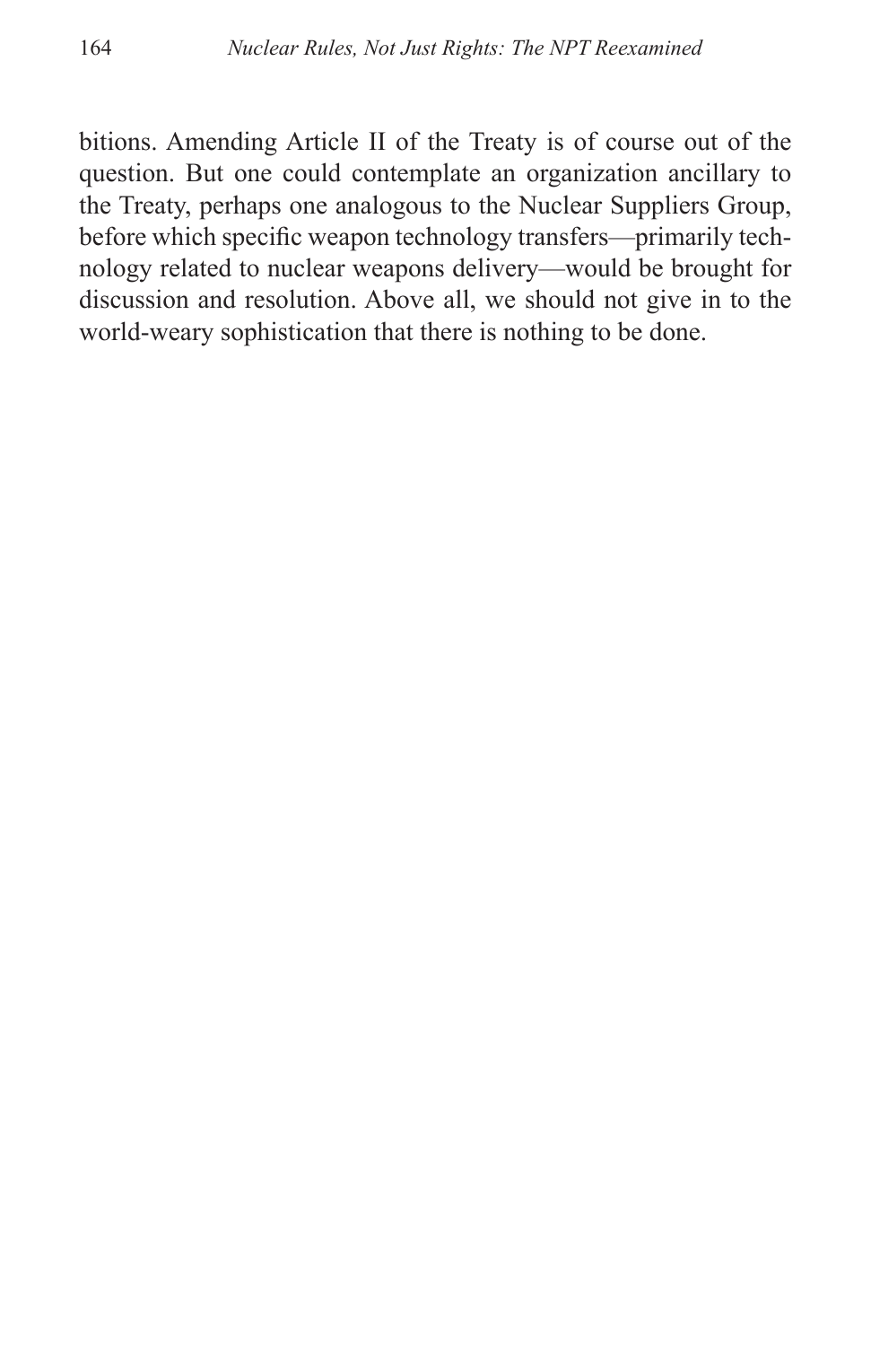bitions. Amending Article II of the Treaty is of course out of the question. But one could contemplate an organization ancillary to the Treaty, perhaps one analogous to the Nuclear Suppliers Group, before which specific weapon technology transfers—primarily technology related to nuclear weapons delivery—would be brought for discussion and resolution. Above all, we should not give in to the world-weary sophistication that there is nothing to be done.